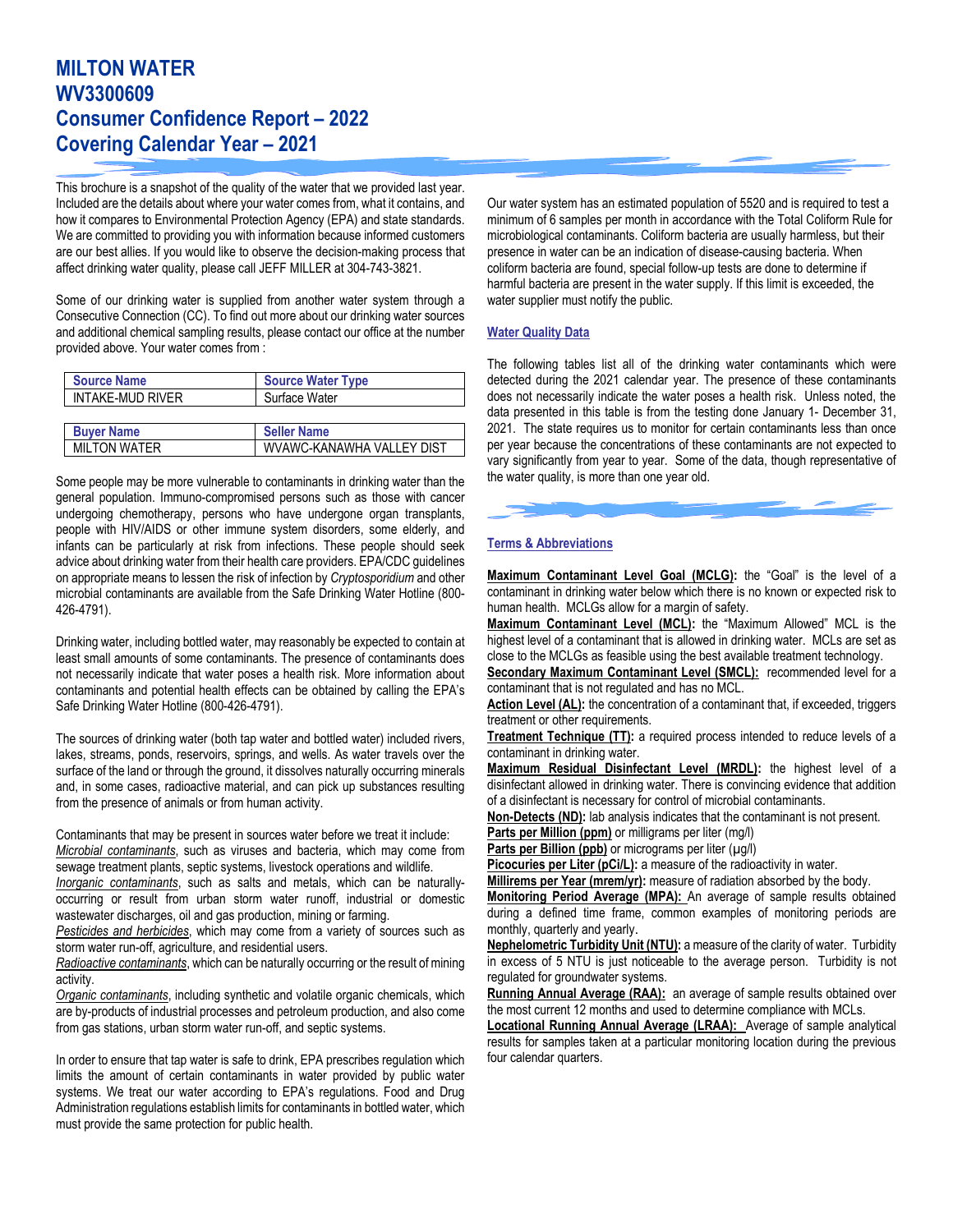# MILTON WATER
# WV3300609
# Consumer Confidence Report – 2022
# Covering Calendar Year – 2021

This brochure is a snapshot of the quality of the water that we provided last year. Included are the details about where your water comes from, what it contains, and how it compares to Environmental Protection Agency (EPA) and state standards. We are committed to providing you with information because informed customers are our best allies. If you would like to observe the decision-making process that affect drinking water quality, please call JEFF MILLER at 304-743-3821.

Some of our drinking water is supplied from another water system through a Consecutive Connection (CC). To find out more about our drinking water sources and additional chemical sampling results, please contact our office at the number provided above. Your water comes from :

| Source Name | Source Water Type |
|---|---|
| INTAKE-MUD RIVER | Surface Water |

| Buyer Name | Seller Name |
|---|---|
| MILTON WATER | WVAWC-KANAWHA VALLEY DIST |

Some people may be more vulnerable to contaminants in drinking water than the general population. Immuno-compromised persons such as those with cancer undergoing chemotherapy, persons who have undergone organ transplants, people with HIV/AIDS or other immune system disorders, some elderly, and infants can be particularly at risk from infections. These people should seek advice about drinking water from their health care providers. EPA/CDC guidelines on appropriate means to lessen the risk of infection by *Cryptosporidium* and other microbial contaminants are available from the Safe Drinking Water Hotline (800-426-4791).

Drinking water, including bottled water, may reasonably be expected to contain at least small amounts of some contaminants. The presence of contaminants does not necessarily indicate that water poses a health risk. More information about contaminants and potential health effects can be obtained by calling the EPA's Safe Drinking Water Hotline (800-426-4791).

The sources of drinking water (both tap water and bottled water) included rivers, lakes, streams, ponds, reservoirs, springs, and wells. As water travels over the surface of the land or through the ground, it dissolves naturally occurring minerals and, in some cases, radioactive material, and can pick up substances resulting from the presence of animals or from human activity.

Contaminants that may be present in sources water before we treat it include:

*Microbial contaminants*, such as viruses and bacteria, which may come from sewage treatment plants, septic systems, livestock operations and wildlife.

*Inorganic contaminants*, such as salts and metals, which can be naturally-occurring or result from urban storm water runoff, industrial or domestic wastewater discharges, oil and gas production, mining or farming.

*Pesticides and herbicides*, which may come from a variety of sources such as storm water run-off, agriculture, and residential users.

*Radioactive contaminants*, which can be naturally occurring or the result of mining activity.

*Organic contaminants*, including synthetic and volatile organic chemicals, which are by-products of industrial processes and petroleum production, and also come from gas stations, urban storm water run-off, and septic systems.

In order to ensure that tap water is safe to drink, EPA prescribes regulation which limits the amount of certain contaminants in water provided by public water systems. We treat our water according to EPA's regulations. Food and Drug Administration regulations establish limits for contaminants in bottled water, which must provide the same protection for public health.

Our water system has an estimated population of 5520 and is required to test a minimum of 6 samples per month in accordance with the Total Coliform Rule for microbiological contaminants. Coliform bacteria are usually harmless, but their presence in water can be an indication of disease-causing bacteria. When coliform bacteria are found, special follow-up tests are done to determine if harmful bacteria are present in the water supply. If this limit is exceeded, the water supplier must notify the public.

## Water Quality Data

The following tables list all of the drinking water contaminants which were detected during the 2021 calendar year. The presence of these contaminants does not necessarily indicate the water poses a health risk. Unless noted, the data presented in this table is from the testing done January 1- December 31, 2021. The state requires us to monitor for certain contaminants less than once per year because the concentrations of these contaminants are not expected to vary significantly from year to year. Some of the data, though representative of the water quality, is more than one year old.

## Terms & Abbreviations

**Maximum Contaminant Level Goal (MCLG):** the "Goal" is the level of a contaminant in drinking water below which there is no known or expected risk to human health. MCLGs allow for a margin of safety.

**Maximum Contaminant Level (MCL):** the "Maximum Allowed" MCL is the highest level of a contaminant that is allowed in drinking water. MCLs are set as close to the MCLGs as feasible using the best available treatment technology.

**Secondary Maximum Contaminant Level (SMCL):** recommended level for a contaminant that is not regulated and has no MCL.

**Action Level (AL):** the concentration of a contaminant that, if exceeded, triggers treatment or other requirements.

**Treatment Technique (TT):** a required process intended to reduce levels of a contaminant in drinking water.

**Maximum Residual Disinfectant Level (MRDL):** the highest level of a disinfectant allowed in drinking water. There is convincing evidence that addition of a disinfectant is necessary for control of microbial contaminants.

**Non-Detects (ND):** lab analysis indicates that the contaminant is not present.

**Parts per Million (ppm)** or milligrams per liter (mg/l)

**Parts per Billion (ppb)** or micrograms per liter (µg/l)

**Picocuries per Liter (pCi/L):** a measure of the radioactivity in water.

**Millirems per Year (mrem/yr):** measure of radiation absorbed by the body.

**Monitoring Period Average (MPA):** An average of sample results obtained during a defined time frame, common examples of monitoring periods are monthly, quarterly and yearly.

**Nephelometric Turbidity Unit (NTU):** a measure of the clarity of water. Turbidity in excess of 5 NTU is just noticeable to the average person. Turbidity is not regulated for groundwater systems.

**Running Annual Average (RAA):** an average of sample results obtained over the most current 12 months and used to determine compliance with MCLs.

**Locational Running Annual Average (LRAA):** Average of sample analytical results for samples taken at a particular monitoring location during the previous four calendar quarters.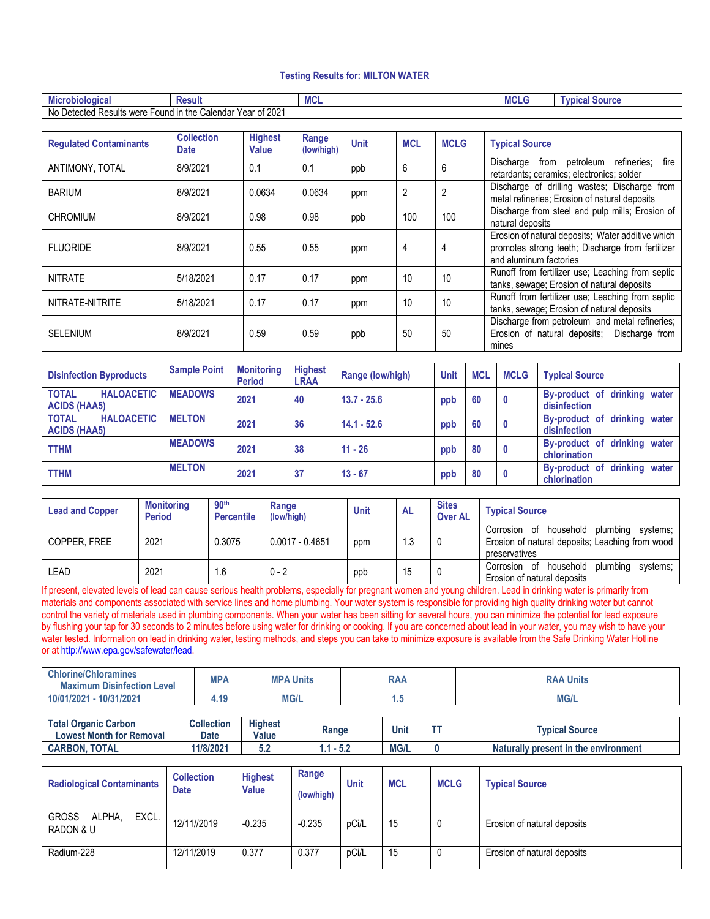### Testing Results for: MILTON WATER

| Microbiological | Result | MCL | MCLG | Typical Source |
|---|---|---|---|---|
| No Detected Results were Found in the Calendar Year of 2021 | | | | |

| Regulated Contaminants | Collection Date | Highest Value | Range (low/high) | Unit | MCL | MCLG | Typical Source |
|---|---|---|---|---|---|---|---|
| ANTIMONY, TOTAL | 8/9/2021 | 0.1 | 0.1 | ppb | 6 | 6 | Discharge from petroleum refineries; fire retardants; ceramics; electronics; solder |
| BARIUM | 8/9/2021 | 0.0634 | 0.0634 | ppm | 2 | 2 | Discharge of drilling wastes; Discharge from metal refineries; Erosion of natural deposits |
| CHROMIUM | 8/9/2021 | 0.98 | 0.98 | ppb | 100 | 100 | Discharge from steel and pulp mills; Erosion of natural deposits |
| FLUORIDE | 8/9/2021 | 0.55 | 0.55 | ppm | 4 | 4 | Erosion of natural deposits; Water additive which promotes strong teeth; Discharge from fertilizer and aluminum factories |
| NITRATE | 5/18/2021 | 0.17 | 0.17 | ppm | 10 | 10 | Runoff from fertilizer use; Leaching from septic tanks, sewage; Erosion of natural deposits |
| NITRATE-NITRITE | 5/18/2021 | 0.17 | 0.17 | ppm | 10 | 10 | Runoff from fertilizer use; Leaching from septic tanks, sewage; Erosion of natural deposits |
| SELENIUM | 8/9/2021 | 0.59 | 0.59 | ppb | 50 | 50 | Discharge from petroleum and metal refineries; Erosion of natural deposits; Discharge from mines |

| Disinfection Byproducts | Sample Point | Monitoring Period | Highest LRAA | Range (low/high) | Unit | MCL | MCLG | Typical Source |
|---|---|---|---|---|---|---|---|---|
| TOTAL HALOACETIC ACIDS (HAA5) | MEADOWS | 2021 | 40 | 13.7 - 25.6 | ppb | 60 | 0 | By-product of drinking water disinfection |
| TOTAL HALOACETIC ACIDS (HAA5) | MELTON | 2021 | 36 | 14.1 - 52.6 | ppb | 60 | 0 | By-product of drinking water disinfection |
| TTHM | MEADOWS | 2021 | 38 | 11 - 26 | ppb | 80 | 0 | By-product of drinking water chlorination |
| TTHM | MELTON | 2021 | 37 | 13 - 67 | ppb | 80 | 0 | By-product of drinking water chlorination |

| Lead and Copper | Monitoring Period | 90th Percentile | Range (low/high) | Unit | AL | Sites Over AL | Typical Source |
|---|---|---|---|---|---|---|---|
| COPPER, FREE | 2021 | 0.3075 | 0.0017 - 0.4651 | ppm | 1.3 | 0 | Corrosion of household plumbing systems; Erosion of natural deposits; Leaching from wood preservatives |
| LEAD | 2021 | 1.6 | 0 - 2 | ppb | 15 | 0 | Corrosion of household plumbing systems; Erosion of natural deposits |

If present, elevated levels of lead can cause serious health problems, especially for pregnant women and young children. Lead in drinking water is primarily from materials and components associated with service lines and home plumbing. Your water system is responsible for providing high quality drinking water but cannot control the variety of materials used in plumbing components. When your water has been sitting for several hours, you can minimize the potential for lead exposure by flushing your tap for 30 seconds to 2 minutes before using water for drinking or cooking. If you are concerned about lead in your water, you may wish to have your water tested. Information on lead in drinking water, testing methods, and steps you can take to minimize exposure is available from the Safe Drinking Water Hotline or at http://www.epa.gov/safewater/lead.

| Chlorine/Chloramines Maximum Disinfection Level | MPA | MPA Units | RAA | RAA Units |
|---|---|---|---|---|
| 10/01/2021 - 10/31/2021 | 4.19 | MG/L | 1.5 | MG/L |

| Total Organic Carbon Lowest Month for Removal | Collection Date | Highest Value | Range | Unit | TT | Typical Source |
|---|---|---|---|---|---|---|
| CARBON, TOTAL | 11/8/2021 | 5.2 | 1.1 - 5.2 | MG/L | 0 | Naturally present in the environment |

| Radiological Contaminants | Collection Date | Highest Value | Range (low/high) | Unit | MCL | MCLG | Typical Source |
|---|---|---|---|---|---|---|---|
| GROSS ALPHA, EXCL. RADON & U | 12/11//2019 | -0.235 | -0.235 | pCi/L | 15 | 0 | Erosion of natural deposits |
| Radium-228 | 12/11/2019 | 0.377 | 0.377 | pCi/L | 15 | 0 | Erosion of natural deposits |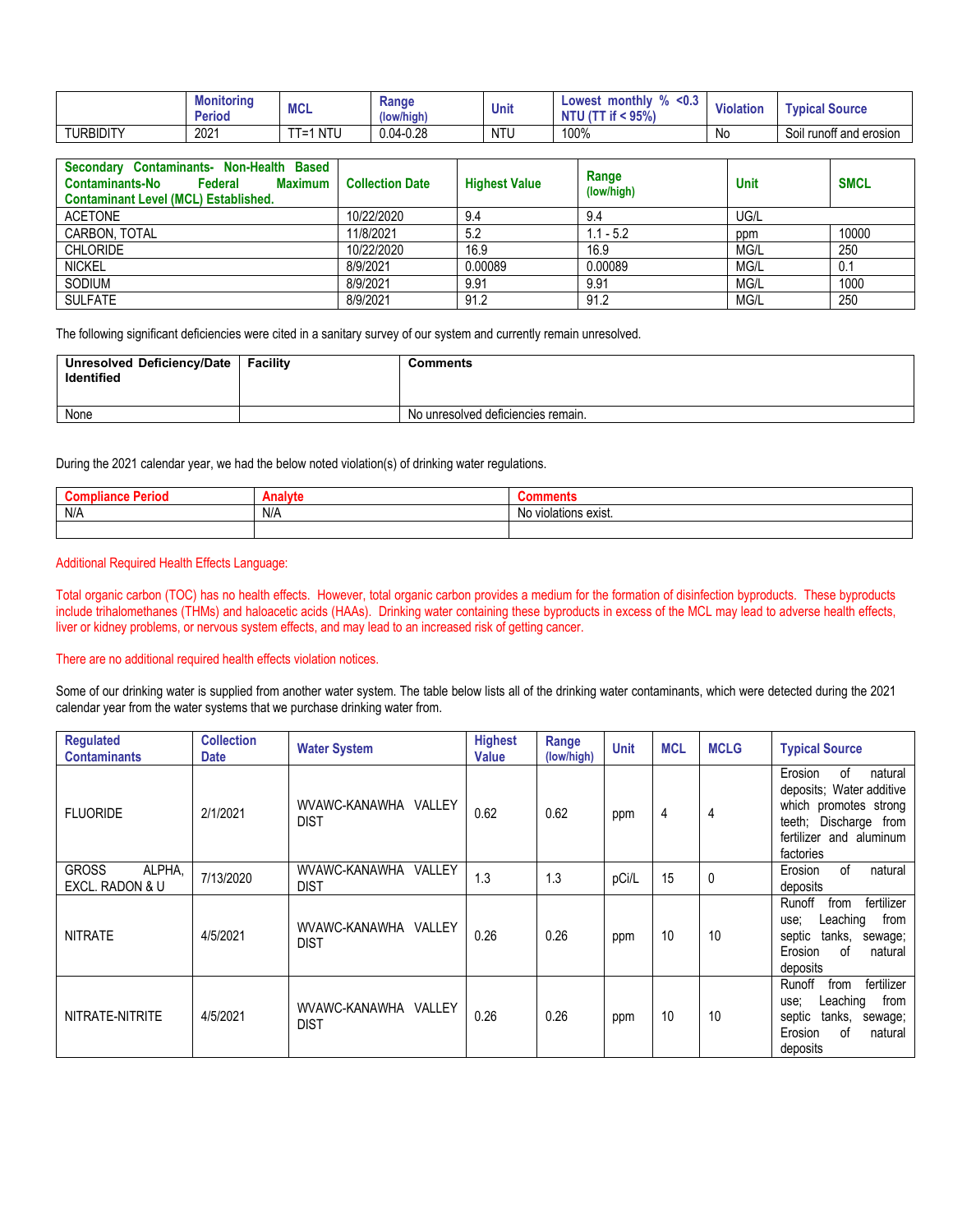| | Monitoring Period | MCL | Range (low/high) | Unit | Lowest monthly % <0.3 NTU (TT if < 95%) | Violation | Typical Source |
|---|---|---|---|---|---|---|---|
| TURBIDITY | 2021 | TT=1 NTU | 0.04-0.28 | NTU | 100% | No | Soil runoff and erosion |

| Secondary Contaminants- Non-Health Based Contaminants-No Federal Maximum Contaminant Level (MCL) Established. | Collection Date | Highest Value | Range (low/high) | Unit | SMCL |
|---|---|---|---|---|---|
| ACETONE | 10/22/2020 | 9.4 | 9.4 | UG/L | |
| CARBON, TOTAL | 11/8/2021 | 5.2 | 1.1 - 5.2 | ppm | 10000 |
| CHLORIDE | 10/22/2020 | 16.9 | 16.9 | MG/L | 250 |
| NICKEL | 8/9/2021 | 0.00089 | 0.00089 | MG/L | 0.1 |
| SODIUM | 8/9/2021 | 9.91 | 9.91 | MG/L | 1000 |
| SULFATE | 8/9/2021 | 91.2 | 91.2 | MG/L | 250 |

The following significant deficiencies were cited in a sanitary survey of our system and currently remain unresolved.

| Unresolved Deficiency/Date Identified | Facility | Comments |
|---|---|---|
| None | | No unresolved deficiencies remain. |

During the 2021 calendar year, we had the below noted violation(s) of drinking water regulations.

| Compliance Period | Analyte | Comments |
|---|---|---|
| N/A | N/A | No violations exist. |
| | | |

Additional Required Health Effects Language:

Total organic carbon (TOC) has no health effects. However, total organic carbon provides a medium for the formation of disinfection byproducts. These byproducts include trihalomethanes (THMs) and haloacetic acids (HAAs). Drinking water containing these byproducts in excess of the MCL may lead to adverse health effects, liver or kidney problems, or nervous system effects, and may lead to an increased risk of getting cancer.

There are no additional required health effects violation notices.

Some of our drinking water is supplied from another water system. The table below lists all of the drinking water contaminants, which were detected during the 2021 calendar year from the water systems that we purchase drinking water from.

| Regulated Contaminants | Collection Date | Water System | Highest Value | Range (low/high) | Unit | MCL | MCLG | Typical Source |
|---|---|---|---|---|---|---|---|---|
| FLUORIDE | 2/1/2021 | WVAWC-KANAWHA VALLEY DIST | 0.62 | 0.62 | ppm | 4 | 4 | Erosion of natural deposits; Water additive which promotes strong teeth; Discharge from fertilizer and aluminum factories |
| GROSS ALPHA, EXCL. RADON & U | 7/13/2020 | WVAWC-KANAWHA VALLEY DIST | 1.3 | 1.3 | pCi/L | 15 | 0 | Erosion of natural deposits |
| NITRATE | 4/5/2021 | WVAWC-KANAWHA VALLEY DIST | 0.26 | 0.26 | ppm | 10 | 10 | Runoff from fertilizer use; Leaching from septic tanks, sewage; Erosion of natural deposits |
| NITRATE-NITRITE | 4/5/2021 | WVAWC-KANAWHA VALLEY DIST | 0.26 | 0.26 | ppm | 10 | 10 | Runoff from fertilizer use; Leaching from septic tanks, sewage; Erosion of natural deposits |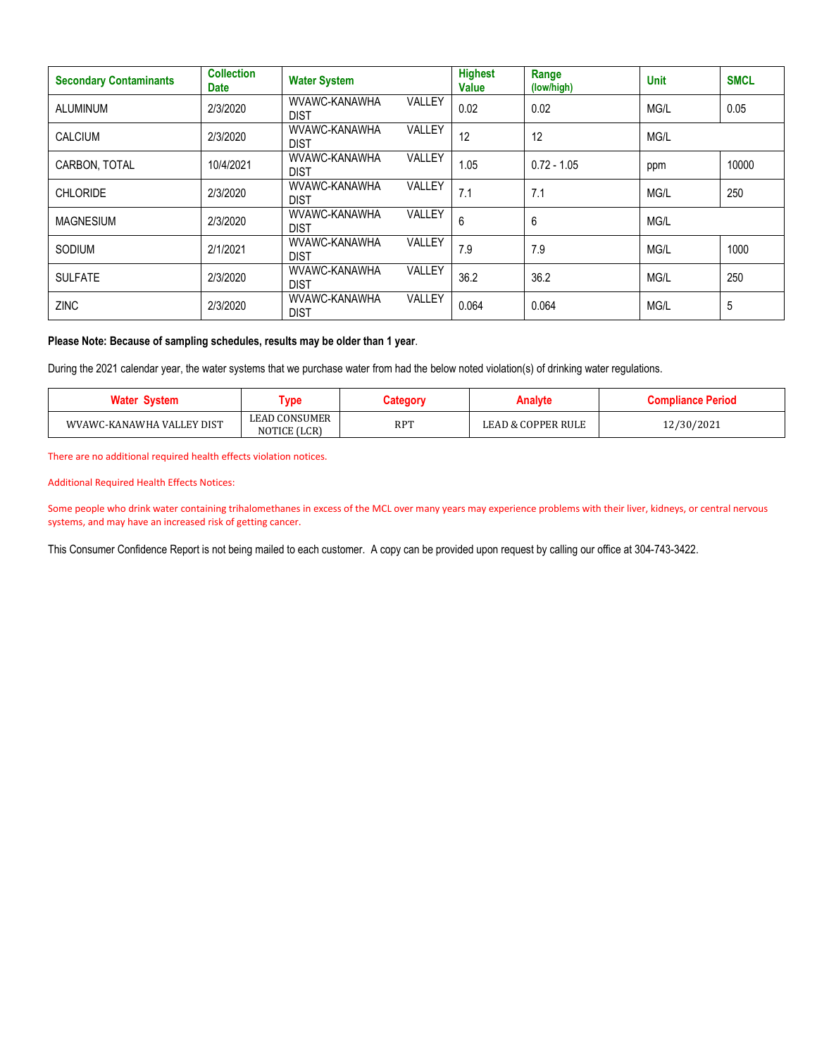| Secondary Contaminants | Collection Date | Water System | Highest Value | Range (low/high) | Unit | SMCL |
|---|---|---|---|---|---|---|
| ALUMINUM | 2/3/2020 | WVAWC-KANAWHA VALLEY DIST | 0.02 | 0.02 | MG/L | 0.05 |
| CALCIUM | 2/3/2020 | WVAWC-KANAWHA VALLEY DIST | 12 | 12 | MG/L | |
| CARBON, TOTAL | 10/4/2021 | WVAWC-KANAWHA VALLEY DIST | 1.05 | 0.72 - 1.05 | ppm | 10000 |
| CHLORIDE | 2/3/2020 | WVAWC-KANAWHA VALLEY DIST | 7.1 | 7.1 | MG/L | 250 |
| MAGNESIUM | 2/3/2020 | WVAWC-KANAWHA VALLEY DIST | 6 | 6 | MG/L | |
| SODIUM | 2/1/2021 | WVAWC-KANAWHA VALLEY DIST | 7.9 | 7.9 | MG/L | 1000 |
| SULFATE | 2/3/2020 | WVAWC-KANAWHA VALLEY DIST | 36.2 | 36.2 | MG/L | 250 |
| ZINC | 2/3/2020 | WVAWC-KANAWHA VALLEY DIST | 0.064 | 0.064 | MG/L | 5 |

**Please Note: Because of sampling schedules, results may be older than 1 year**.

During the 2021 calendar year, the water systems that we purchase water from had the below noted violation(s) of drinking water regulations.

| Water System | Type | Category | Analyte | Compliance Period |
|---|---|---|---|---|
| WVAWC-KANAWHA VALLEY DIST | LEAD CONSUMER NOTICE (LCR) | RPT | LEAD & COPPER RULE | 12/30/2021 |

There are no additional required health effects violation notices.

Additional Required Health Effects Notices:

Some people who drink water containing trihalomethanes in excess of the MCL over many years may experience problems with their liver, kidneys, or central nervous systems, and may have an increased risk of getting cancer.

This Consumer Confidence Report is not being mailed to each customer. A copy can be provided upon request by calling our office at 304-743-3422.